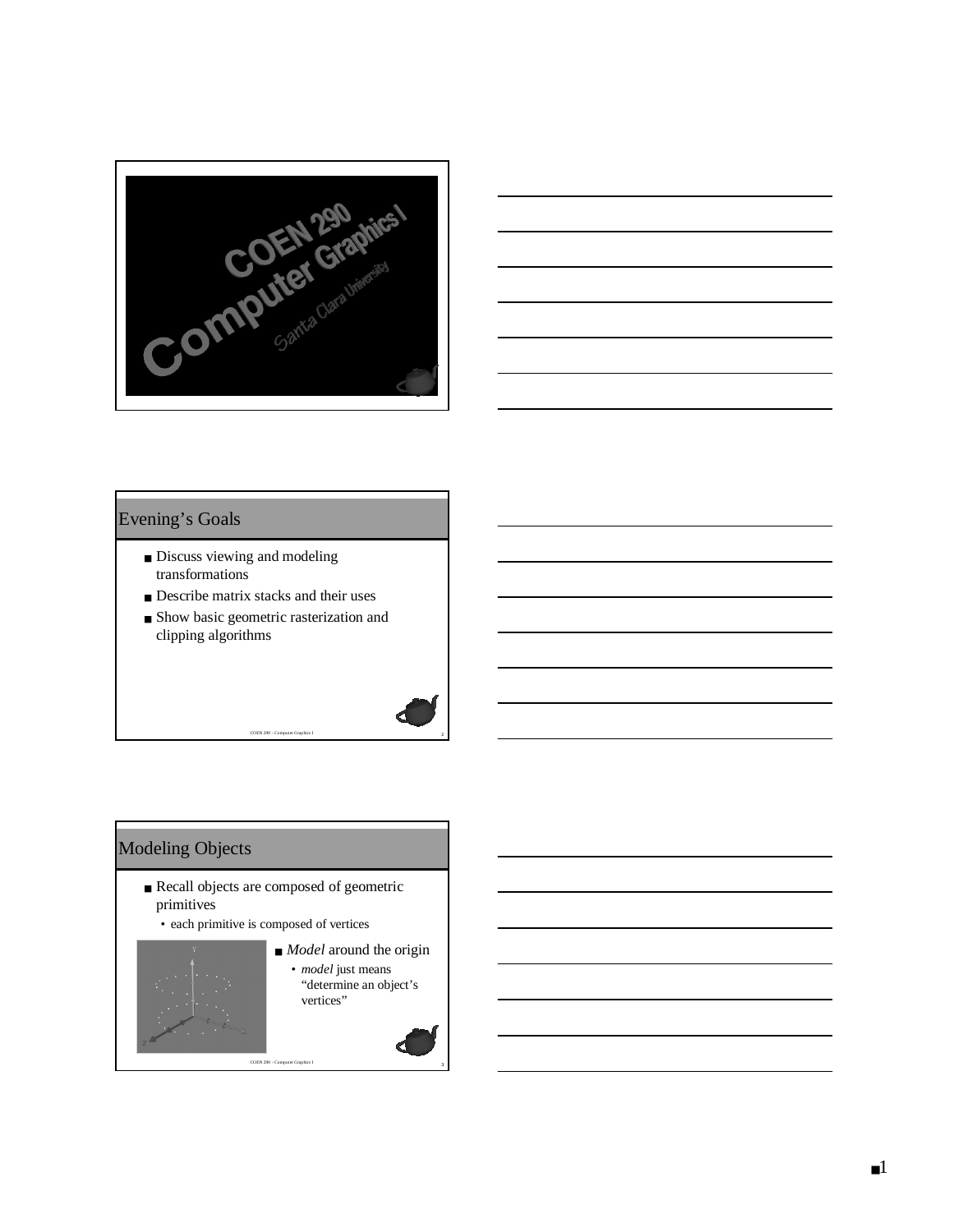# COEN 290 Computer Graphics I

Santa Clara University

## Evening's Goals

- Discuss viewing and modeling transformations
- Describe matrix stacks and their uses
- Show basic geometric rasterization and clipping algorithms

## Modeling Objects

- Recall objects are composed of geometric primitives
  - each primitive is composed of vertices
- *Model* around the origin
  - *model* just means "determine an object's vertices"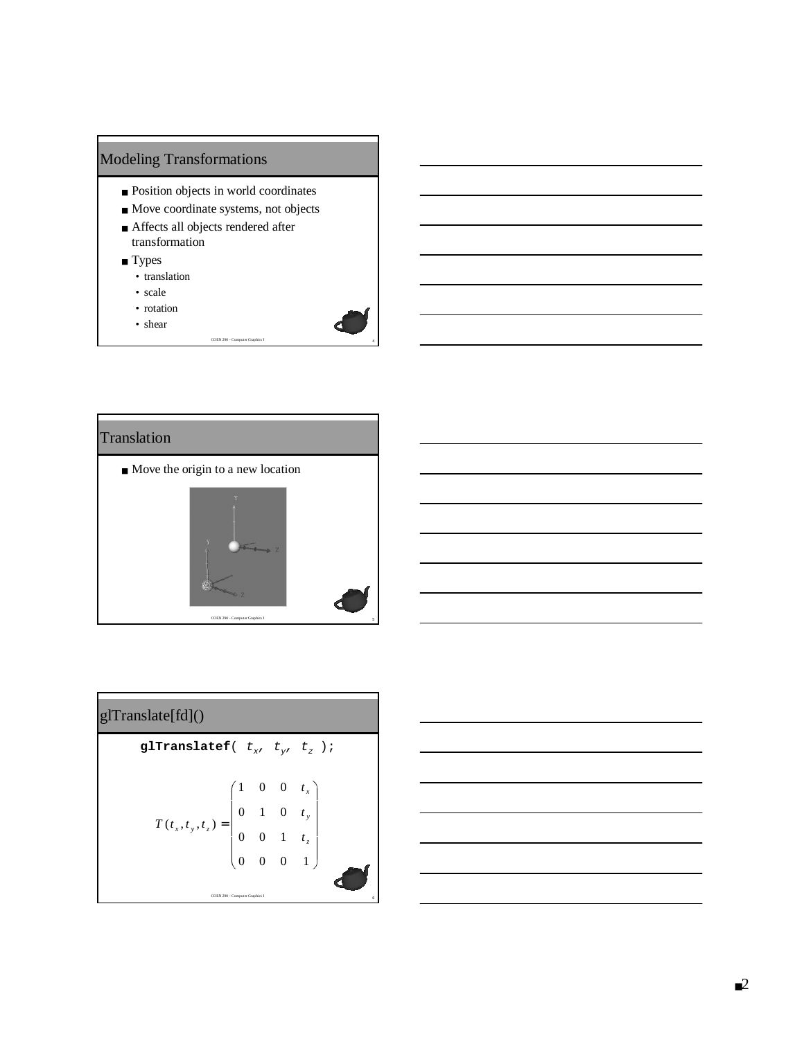## Modeling Transformations

- Position objects in world coordinates
- Move coordinate systems, not objects
- Affects all objects rendered after transformation
- Types
  - translation
  - scale
  - rotation
  - shear

## Translation

- Move the origin to a new location

## glTranslate[fd]()

```
glTranslatef( tx, ty, tz );
```

$$T(t_x, t_y, t_z) = \begin{pmatrix} 1 & 0 & 0 & t_x \\ 0 & 1 & 0 & t_y \\ 0 & 0 & 1 & t_z \\ 0 & 0 & 0 & 1 \end{pmatrix}$$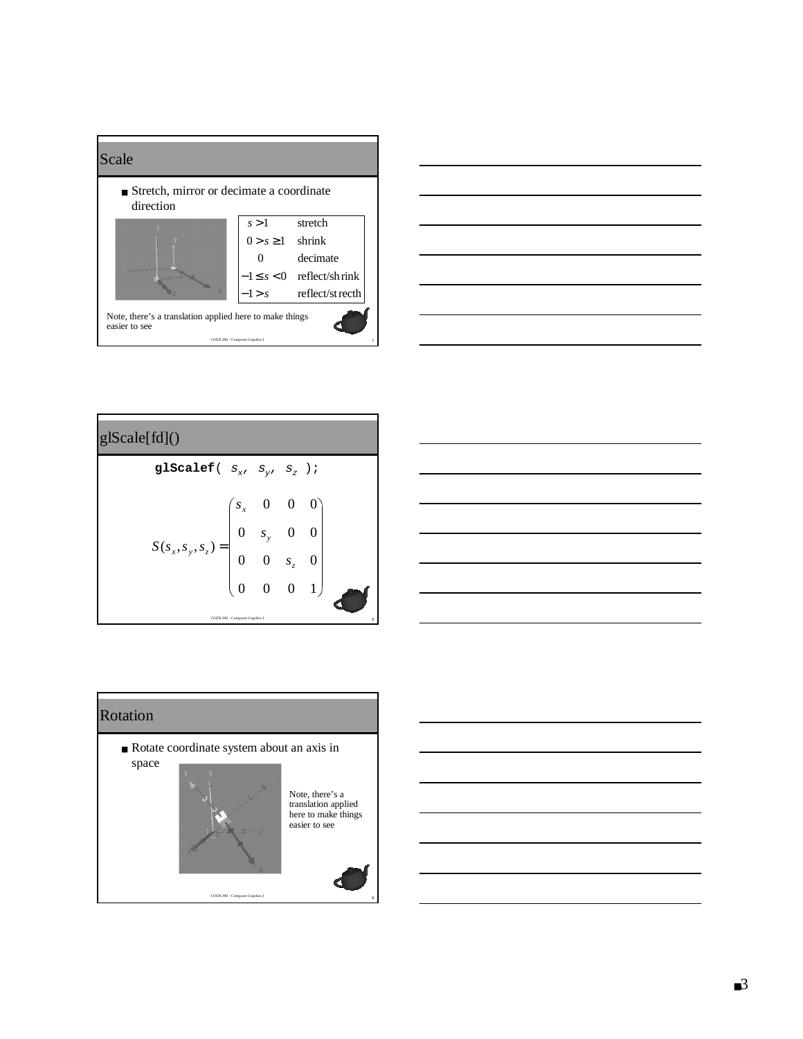## Scale

- Stretch, mirror or decimate a coordinate direction

| | |
|---|---|
| $s > 1$ | stretch |
| $0 > s \geq 1$ | shrink |
| $0$ | decimate |
| $-1 \leq s < 0$ | reflect/shrink |
| $-1 > s$ | reflect/strecth |

Note, there's a translation applied here to make things easier to see

## glScale[fd]()

```
glScalef( sx, sy, sz );
```

$$S(s_x, s_y, s_z) = \begin{pmatrix} s_x & 0 & 0 & 0 \\ 0 & s_y & 0 & 0 \\ 0 & 0 & s_z & 0 \\ 0 & 0 & 0 & 1 \end{pmatrix}$$

## Rotation

- Rotate coordinate system about an axis in space

Note, there's a translation applied here to make things easier to see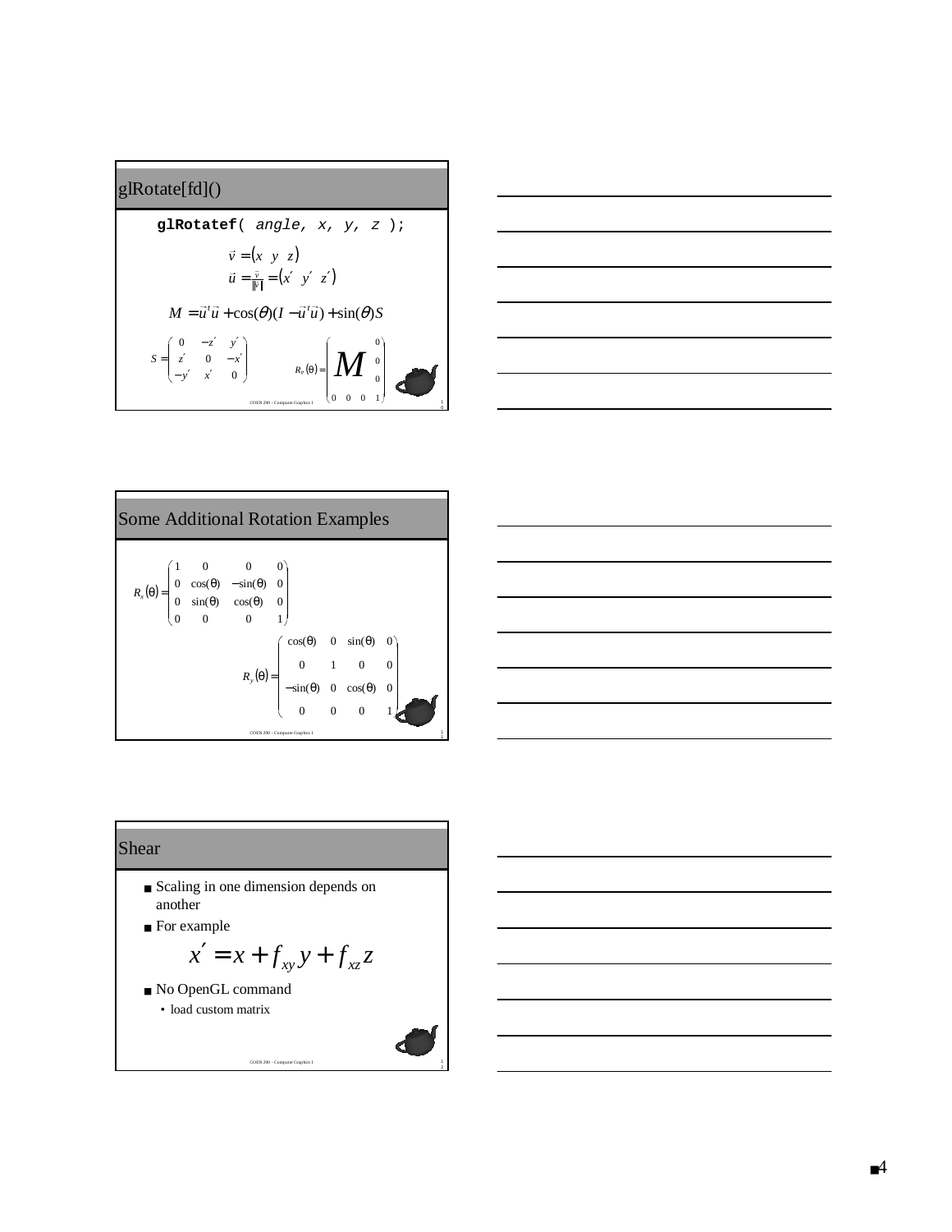## glRotate[fd]()

```
glRotatef( angle, x, y, z );
```

$$\vec{v} = \begin{pmatrix} x & y & z \end{pmatrix}$$

$$\vec{u} = \frac{\vec{v}}{\|\vec{v}\|} = \begin{pmatrix} x' & y' & z' \end{pmatrix}$$

$$M = \vec{u}^t \vec{u} + \cos(\theta)(I - \vec{u}^t \vec{u}) + \sin(\theta) S$$

$$S = \begin{pmatrix} 0 & -z' & y' \\ z' & 0 & -x' \\ -y' & x' & 0 \end{pmatrix} \qquad R_v(\theta) = \begin{pmatrix} & M & & 0 \\ & & & 0 \\ & & & 0 \\ 0 & 0 & 0 & 1 \end{pmatrix}$$

## Some Additional Rotation Examples

$$R_x(\theta) = \begin{pmatrix} 1 & 0 & 0 & 0 \\ 0 & \cos(\theta) & -\sin(\theta) & 0 \\ 0 & \sin(\theta) & \cos(\theta) & 0 \\ 0 & 0 & 0 & 1 \end{pmatrix}$$

$$R_y(\theta) = \begin{pmatrix} \cos(\theta) & 0 & \sin(\theta) & 0 \\ 0 & 1 & 0 & 0 \\ -\sin(\theta) & 0 & \cos(\theta) & 0 \\ 0 & 0 & 0 & 1 \end{pmatrix}$$

## Shear

- Scaling in one dimension depends on another
- For example

$$x' = x + f_{xy} y + f_{xz} z$$

- No OpenGL command
  - load custom matrix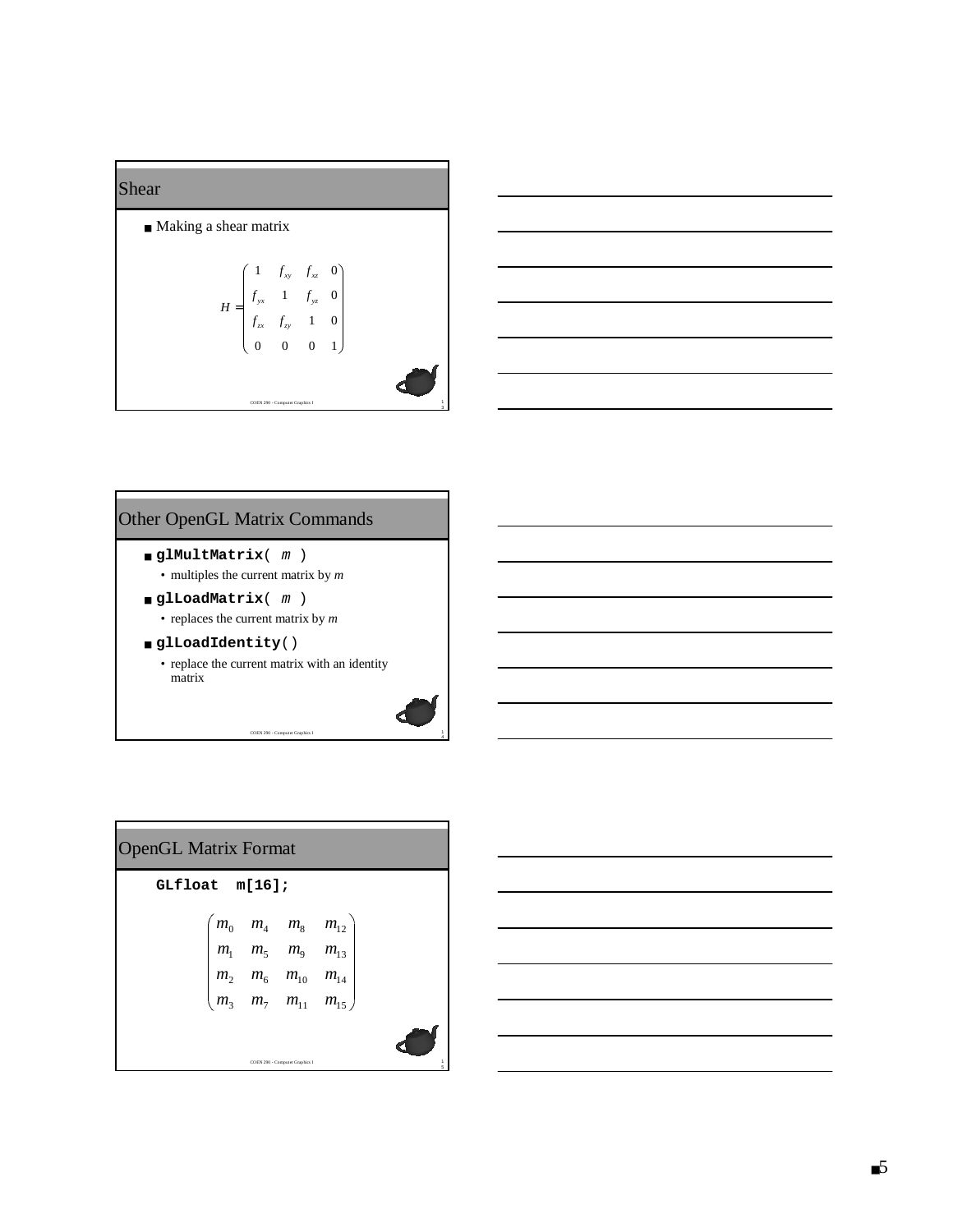## Shear

- Making a shear matrix

$$H = \begin{pmatrix} 1 & f_{xy} & f_{xz} & 0 \\ f_{yx} & 1 & f_{yz} & 0 \\ f_{zx} & f_{zy} & 1 & 0 \\ 0 & 0 & 0 & 1 \end{pmatrix}$$

## Other OpenGL Matrix Commands

- **glMultMatrix**( *m* )
  - multiples the current matrix by *m*
- **glLoadMatrix**( *m* )
  - replaces the current matrix by *m*
- **glLoadIdentity**()
  - replace the current matrix with an identity matrix

## OpenGL Matrix Format

```
GLfloat  m[16];
```

$$\begin{pmatrix} m_0 & m_4 & m_8 & m_{12} \\ m_1 & m_5 & m_9 & m_{13} \\ m_2 & m_6 & m_{10} & m_{14} \\ m_3 & m_7 & m_{11} & m_{15} \end{pmatrix}$$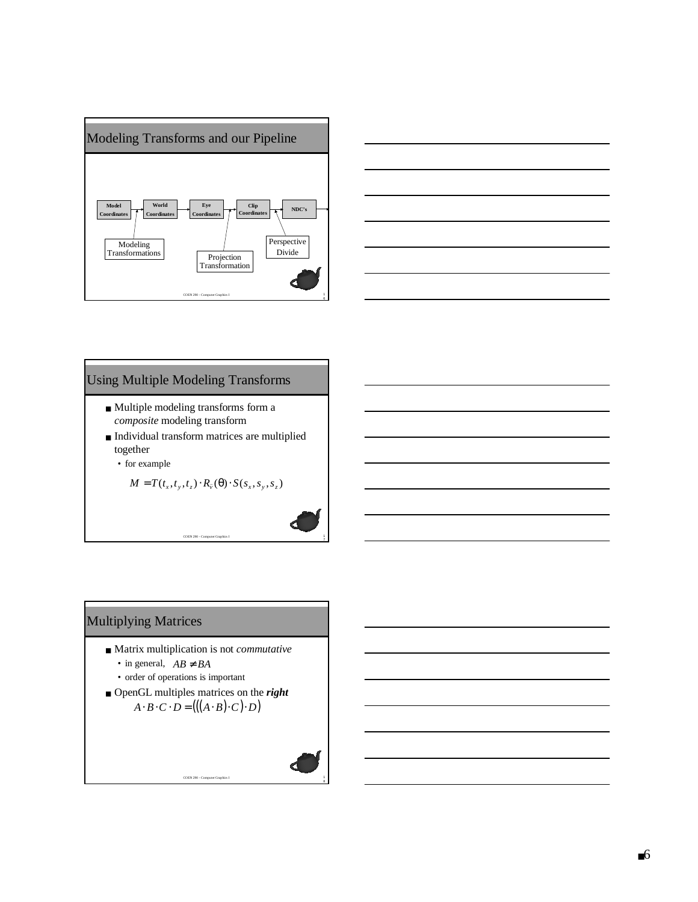## Modeling Transforms and our Pipeline

Model Coordinates → World Coordinates → Eye Coordinates → Clip Coordinates → NDC's

Modeling Transformations

Projection Transformation

Perspective Divide

## Using Multiple Modeling Transforms

- Multiple modeling transforms form a *composite* modeling transform
- Individual transform matrices are multiplied together
  - for example

$$M = T(t_x, t_y, t_z) \cdot R_{\vec{v}}(\theta) \cdot S(s_x, s_y, s_z)$$

## Multiplying Matrices

- Matrix multiplication is not *commutative*
  - in general, $AB \neq BA$
  - order of operations is important
- OpenGL multiples matrices on the ***right***

$$A \cdot B \cdot C \cdot D = (((A \cdot B) \cdot C) \cdot D)$$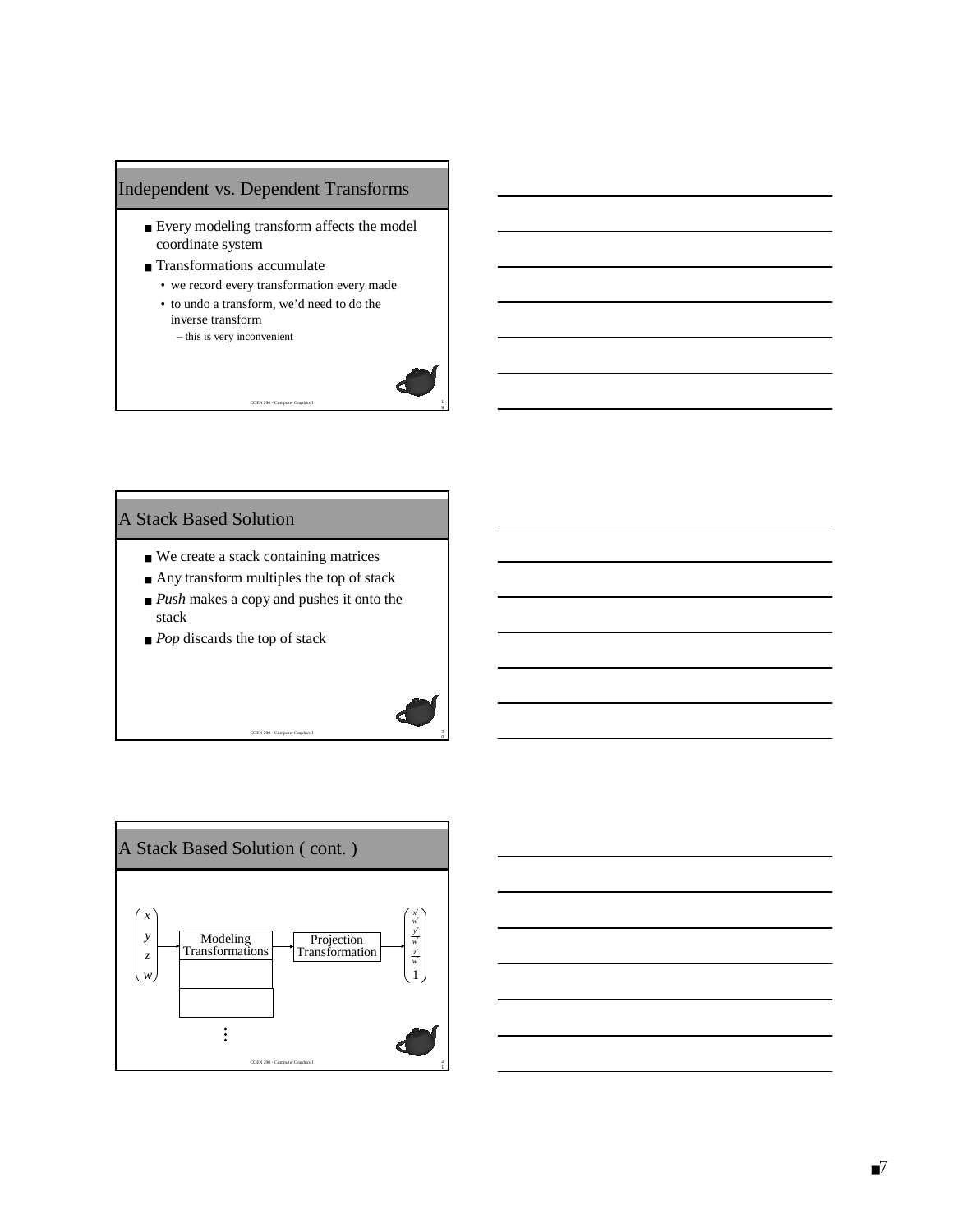## Independent vs. Dependent Transforms

- Every modeling transform affects the model coordinate system
- Transformations accumulate
  - we record every transformation every made
  - to undo a transform, we'd need to do the inverse transform
    - this is very inconvenient

## A Stack Based Solution

- We create a stack containing matrices
- Any transform multiples the top of stack
- *Push* makes a copy and pushes it onto the stack
- *Pop* discards the top of stack

## A Stack Based Solution ( cont. )

$$\begin{pmatrix} x \\ y \\ z \\ w \end{pmatrix} \rightarrow \text{Modeling Transformations} \rightarrow \text{Projection Transformation} \rightarrow \begin{pmatrix} \frac{x'}{w'} \\ \frac{y'}{w'} \\ \frac{z'}{w'} \\ 1 \end{pmatrix}$$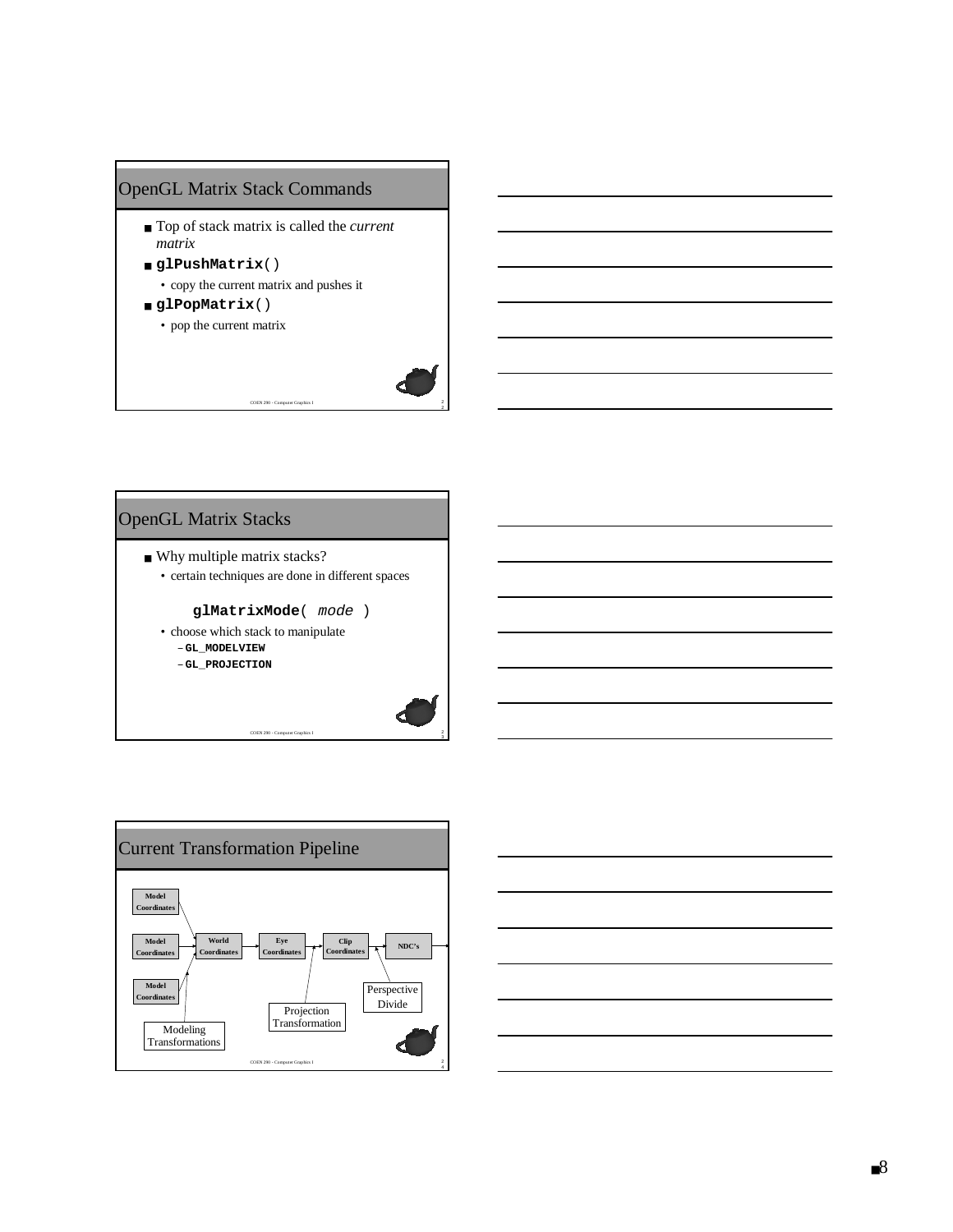## OpenGL Matrix Stack Commands

- Top of stack matrix is called the *current matrix*
- **glPushMatrix**()
  - copy the current matrix and pushes it
- **glPopMatrix**()
  - pop the current matrix

## OpenGL Matrix Stacks

- Why multiple matrix stacks?
  - certain techniques are done in different spaces

    **glMatrixMode**( *mode* )

  - choose which stack to manipulate
    - **GL_MODELVIEW**
    - **GL_PROJECTION**

## Current Transformation Pipeline

Model Coordinates → World Coordinates → Eye Coordinates → Clip Coordinates → NDC's

- Modeling Transformations (Model Coordinates → World Coordinates)
- Projection Transformation (Eye Coordinates → Clip Coordinates)
- Perspective Divide (Clip Coordinates → NDC's)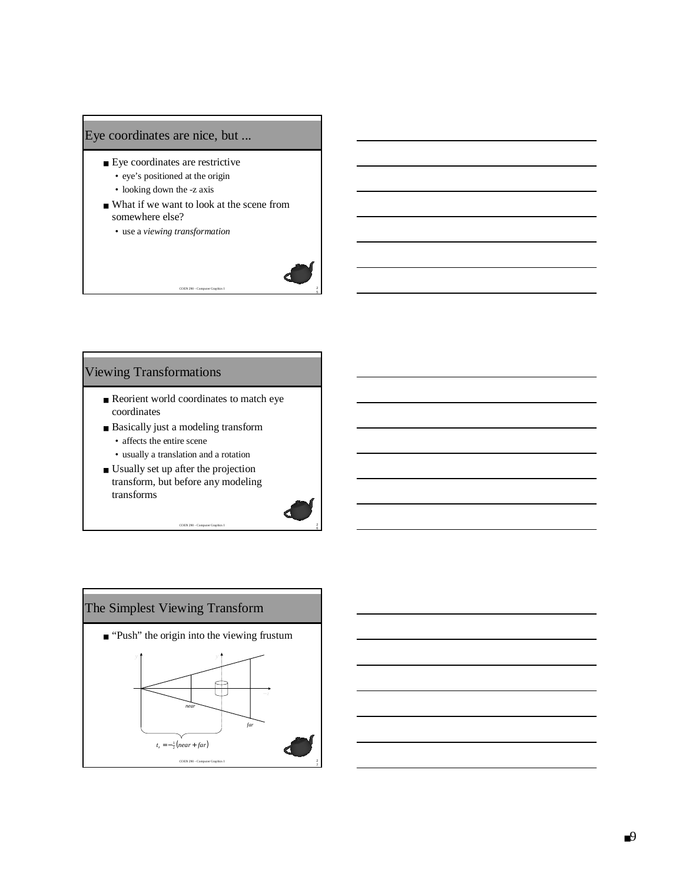## Eye coordinates are nice, but ...

- Eye coordinates are restrictive
  - eye's positioned at the origin
  - looking down the -z axis
- What if we want to look at the scene from somewhere else?
  - use a *viewing transformation*

## Viewing Transformations

- Reorient world coordinates to match eye coordinates
- Basically just a modeling transform
  - affects the entire scene
  - usually a translation and a rotation
- Usually set up after the projection transform, but before any modeling transforms

## The Simplest Viewing Transform

- "Push" the origin into the viewing frustum

*near*

*far*

$t_z = -\frac{1}{2}(near + far)$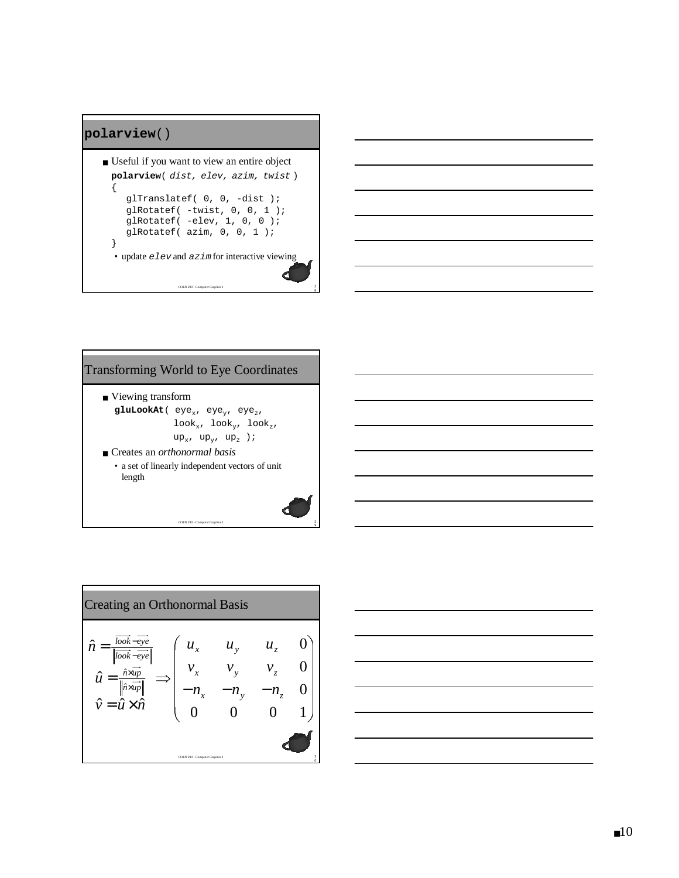## polarview()

- Useful if you want to view an entire object

```
polarview( dist, elev, azim, twist )
{
   glTranslatef( 0, 0, -dist );
   glRotatef( -twist, 0, 0, 1 );
   glRotatef( -elev, 1, 0, 0 );
   glRotatef( azim, 0, 0, 1 );
}
```

  - update `elev` and `azim` for interactive viewing

## Transforming World to Eye Coordinates

- Viewing transform

  **gluLookAt**( $eye_x$, $eye_y$, $eye_z$, $look_x$, $look_y$, $look_z$, $up_x$, $up_y$, $up_z$ );

- Creates an *orthonormal basis*
  - a set of linearly independent vectors of unit length

## Creating an Orthonormal Basis

$$
\begin{aligned}
\hat{n} &= \frac{\overrightarrow{look} - \overrightarrow{eye}}{\left\| \overrightarrow{look} - \overrightarrow{eye} \right\|} \\
\hat{u} &= \frac{\hat{n} \times \overrightarrow{up}}{\left\| \hat{n} \times \overrightarrow{up} \right\|} \\
\hat{v} &= \hat{u} \times \hat{n}
\end{aligned}
\Rightarrow
\begin{pmatrix}
u_x & u_y & u_z & 0 \\
v_x & v_y & v_z & 0 \\
-n_x & -n_y & -n_z & 0 \\
0 & 0 & 0 & 1
\end{pmatrix}
$$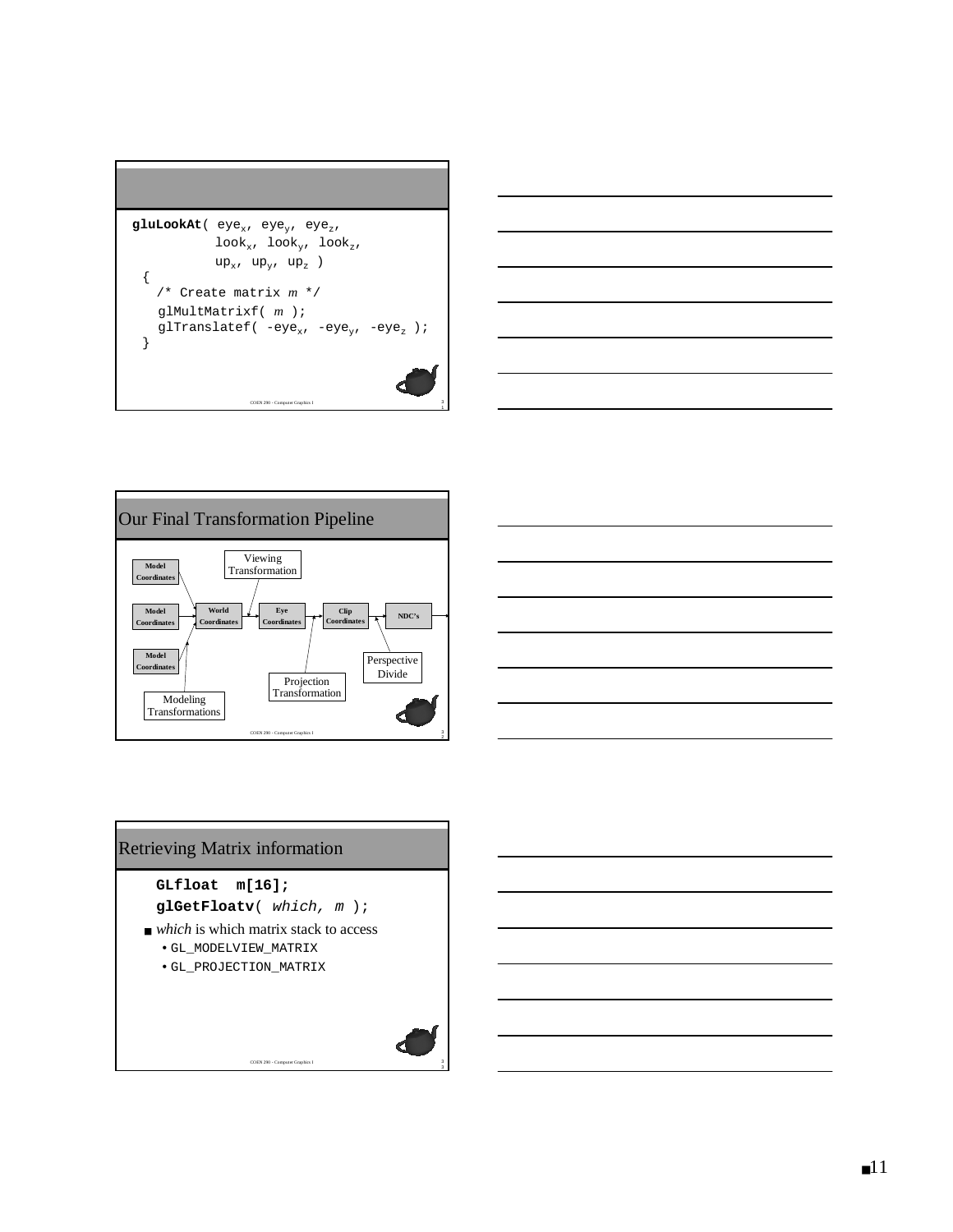```
gluLookAt( eyex, eyey, eyez,
           lookx, looky, lookz,
           upx, upy, upz )
  {
    /* Create matrix m */
    glMultMatrixf( m );
    glTranslatef( -eyex, -eyey, -eyez );
  }
```

## Our Final Transformation Pipeline

Model Coordinates → World Coordinates → Eye Coordinates → Clip Coordinates → NDC's

- Modeling Transformations (Model Coordinates → World Coordinates)
- Viewing Transformation (World Coordinates → Eye Coordinates)
- Projection Transformation (Eye Coordinates → Clip Coordinates)
- Perspective Divide (Clip Coordinates → NDC's)

## Retrieving Matrix information

```
GLfloat  m[16];
glGetFloatv( which, m );
```

- *which* is which matrix stack to access
  - `GL_MODELVIEW_MATRIX`
  - `GL_PROJECTION_MATRIX`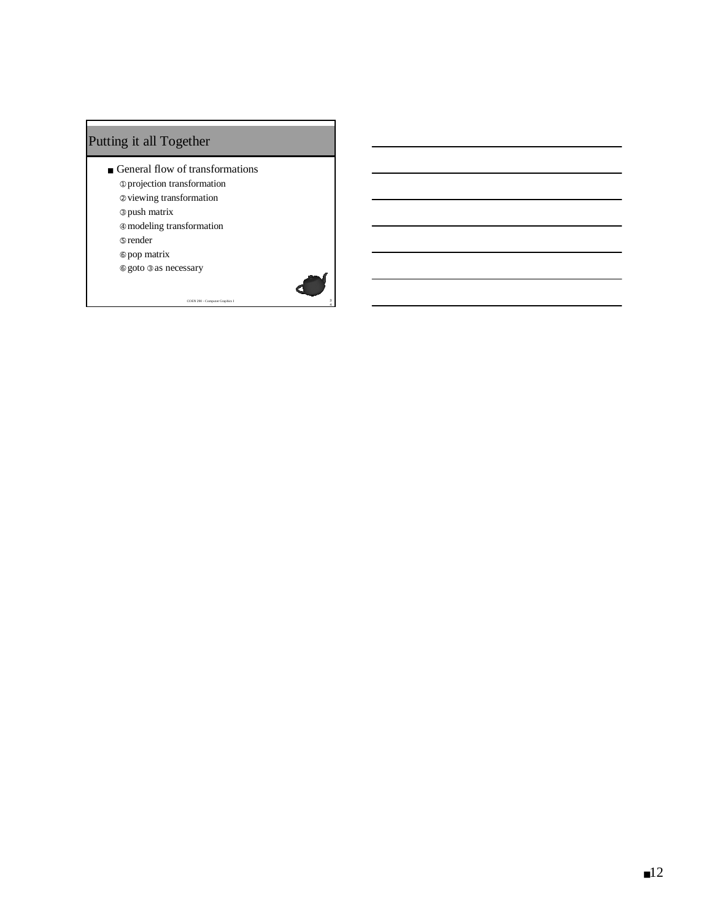## Putting it all Together

- General flow of transformations
  1. projection transformation
  2. viewing transformation
  3. push matrix
  4. modeling transformation
  5. render
  6. pop matrix
  7. goto ③ as necessary